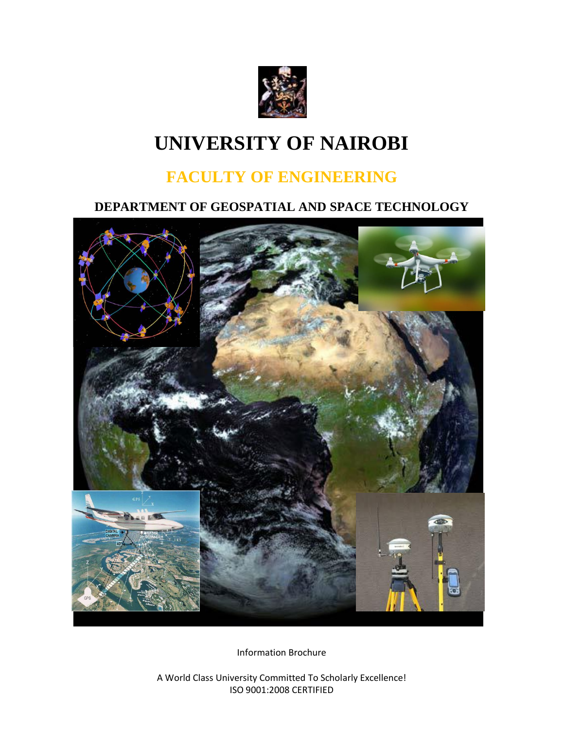# UNIVERSITY OF NAIROBI

## FACULTY OF ENGINEERING

### DEPARTMENT OF GEOSPATIAL AND SPACE TECHNOLOGY

Information Brochure

A World Class University Committed To Scholarly Excellence!
ISO 9001:2008 CERTIFIED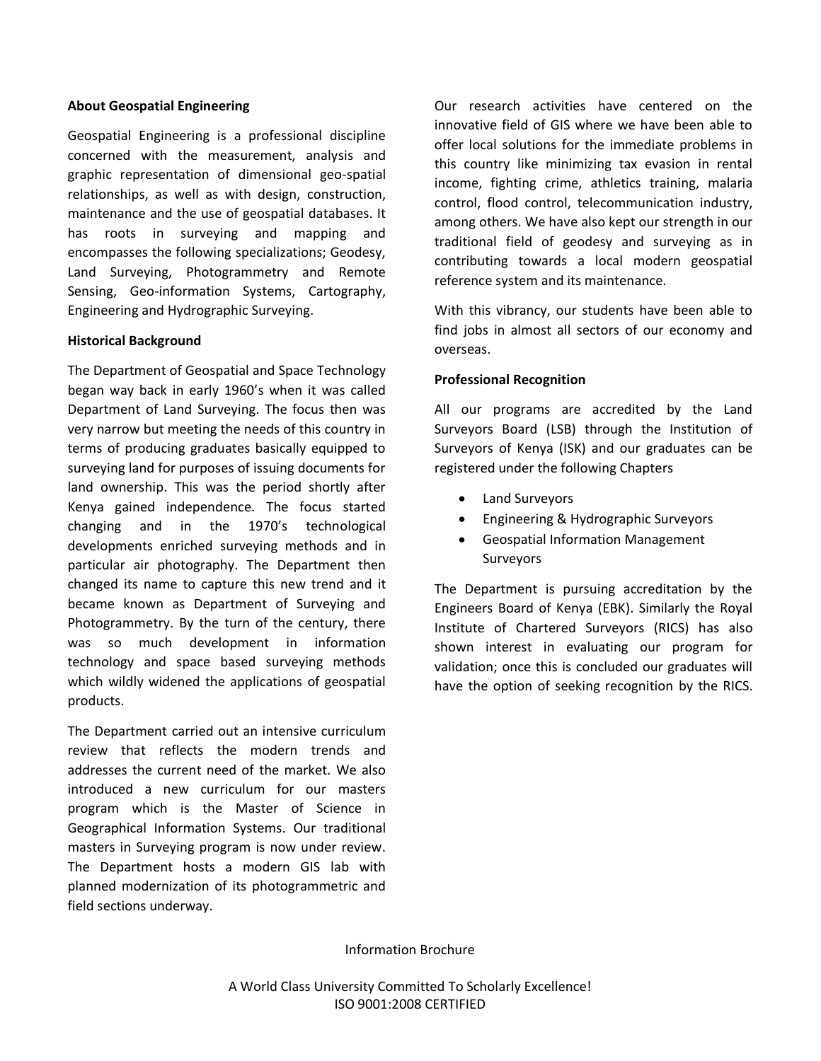### About Geospatial Engineering

Geospatial Engineering is a professional discipline concerned with the measurement, analysis and graphic representation of dimensional geo-spatial relationships, as well as with design, construction, maintenance and the use of geospatial databases. It has roots in surveying and mapping and encompasses the following specializations; Geodesy, Land Surveying, Photogrammetry and Remote Sensing, Geo-information Systems, Cartography, Engineering and Hydrographic Surveying.

### Historical Background

The Department of Geospatial and Space Technology began way back in early 1960's when it was called Department of Land Surveying. The focus then was very narrow but meeting the needs of this country in terms of producing graduates basically equipped to surveying land for purposes of issuing documents for land ownership. This was the period shortly after Kenya gained independence. The focus started changing and in the 1970's technological developments enriched surveying methods and in particular air photography. The Department then changed its name to capture this new trend and it became known as Department of Surveying and Photogrammetry. By the turn of the century, there was so much development in information technology and space based surveying methods which wildly widened the applications of geospatial products.

The Department carried out an intensive curriculum review that reflects the modern trends and addresses the current need of the market. We also introduced a new curriculum for our masters program which is the Master of Science in Geographical Information Systems. Our traditional masters in Surveying program is now under review. The Department hosts a modern GIS lab with planned modernization of its photogrammetric and field sections underway.

Our research activities have centered on the innovative field of GIS where we have been able to offer local solutions for the immediate problems in this country like minimizing tax evasion in rental income, fighting crime, athletics training, malaria control, flood control, telecommunication industry, among others. We have also kept our strength in our traditional field of geodesy and surveying as in contributing towards a local modern geospatial reference system and its maintenance.

With this vibrancy, our students have been able to find jobs in almost all sectors of our economy and overseas.

### Professional Recognition

All our programs are accredited by the Land Surveyors Board (LSB) through the Institution of Surveyors of Kenya (ISK) and our graduates can be registered under the following Chapters

- Land Surveyors
- Engineering & Hydrographic Surveyors
- Geospatial Information Management Surveyors

The Department is pursuing accreditation by the Engineers Board of Kenya (EBK). Similarly the Royal Institute of Chartered Surveyors (RICS) has also shown interest in evaluating our program for validation; once this is concluded our graduates will have the option of seeking recognition by the RICS.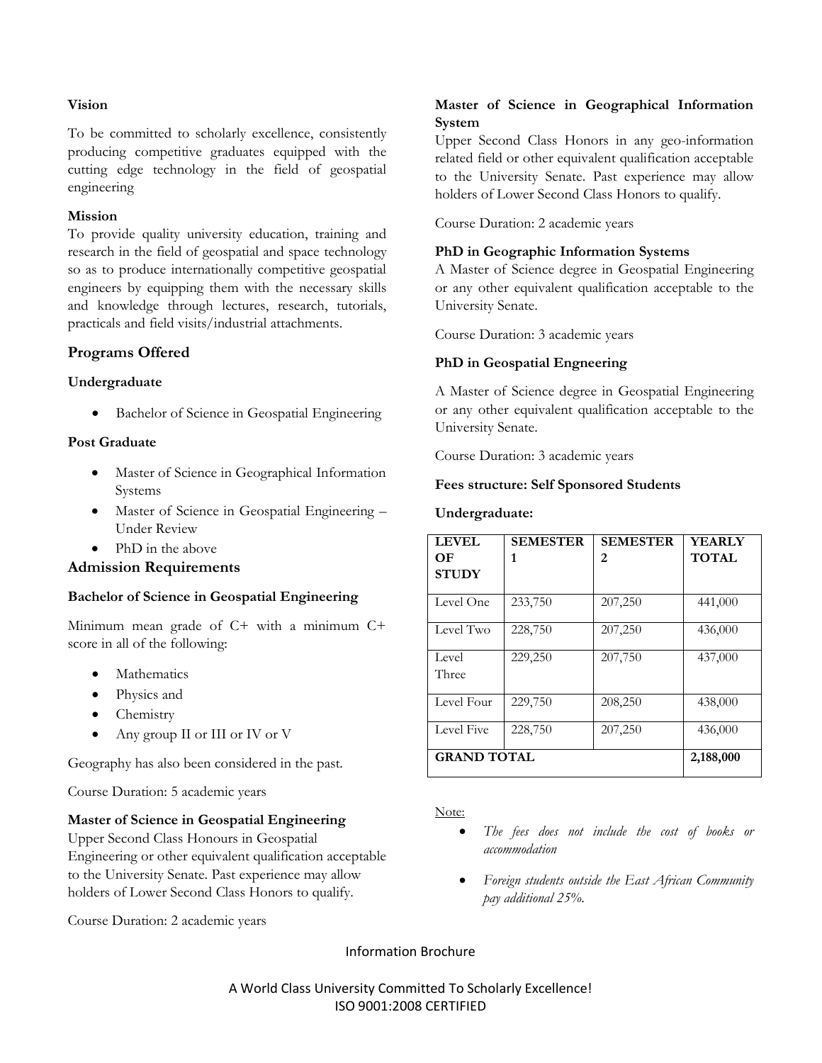### Vision

To be committed to scholarly excellence, consistently producing competitive graduates equipped with the cutting edge technology in the field of geospatial engineering

### Mission

To provide quality university education, training and research in the field of geospatial and space technology so as to produce internationally competitive geospatial engineers by equipping them with the necessary skills and knowledge through lectures, research, tutorials, practicals and field visits/industrial attachments.

## Programs Offered

### Undergraduate

- Bachelor of Science in Geospatial Engineering

### Post Graduate

- Master of Science in Geographical Information Systems
- Master of Science in Geospatial Engineering – Under Review
- PhD in the above

## Admission Requirements

### Bachelor of Science in Geospatial Engineering

Minimum mean grade of C+ with a minimum C+ score in all of the following:

- Mathematics
- Physics and
- Chemistry
- Any group II or III or IV or V

Geography has also been considered in the past.

Course Duration: 5 academic years

### Master of Science in Geospatial Engineering

Upper Second Class Honours in Geospatial Engineering or other equivalent qualification acceptable to the University Senate. Past experience may allow holders of Lower Second Class Honors to qualify.

Course Duration: 2 academic years

### Master of Science in Geographical Information System

Upper Second Class Honors in any geo-information related field or other equivalent qualification acceptable to the University Senate. Past experience may allow holders of Lower Second Class Honors to qualify.

Course Duration: 2 academic years

### PhD in Geographic Information Systems

A Master of Science degree in Geospatial Engineering or any other equivalent qualification acceptable to the University Senate.

Course Duration: 3 academic years

### PhD in Geospatial Engneering

A Master of Science degree in Geospatial Engineering or any other equivalent qualification acceptable to the University Senate.

Course Duration: 3 academic years

### Fees structure: Self Sponsored Students

**Undergraduate:**

| LEVEL OF STUDY | SEMESTER 1 | SEMESTER 2 | YEARLY TOTAL |
|---|---|---|---|
| Level One | 233,750 | 207,250 | 441,000 |
| Level Two | 228,750 | 207,250 | 436,000 |
| Level Three | 229,250 | 207,750 | 437,000 |
| Level Four | 229,750 | 208,250 | 438,000 |
| Level Five | 228,750 | 207,250 | 436,000 |
| **GRAND TOTAL** | | | **2,188,000** |

Note:

- *The fees does not include the cost of books or accommodation*
- *Foreign students outside the East African Community pay additional 25%.*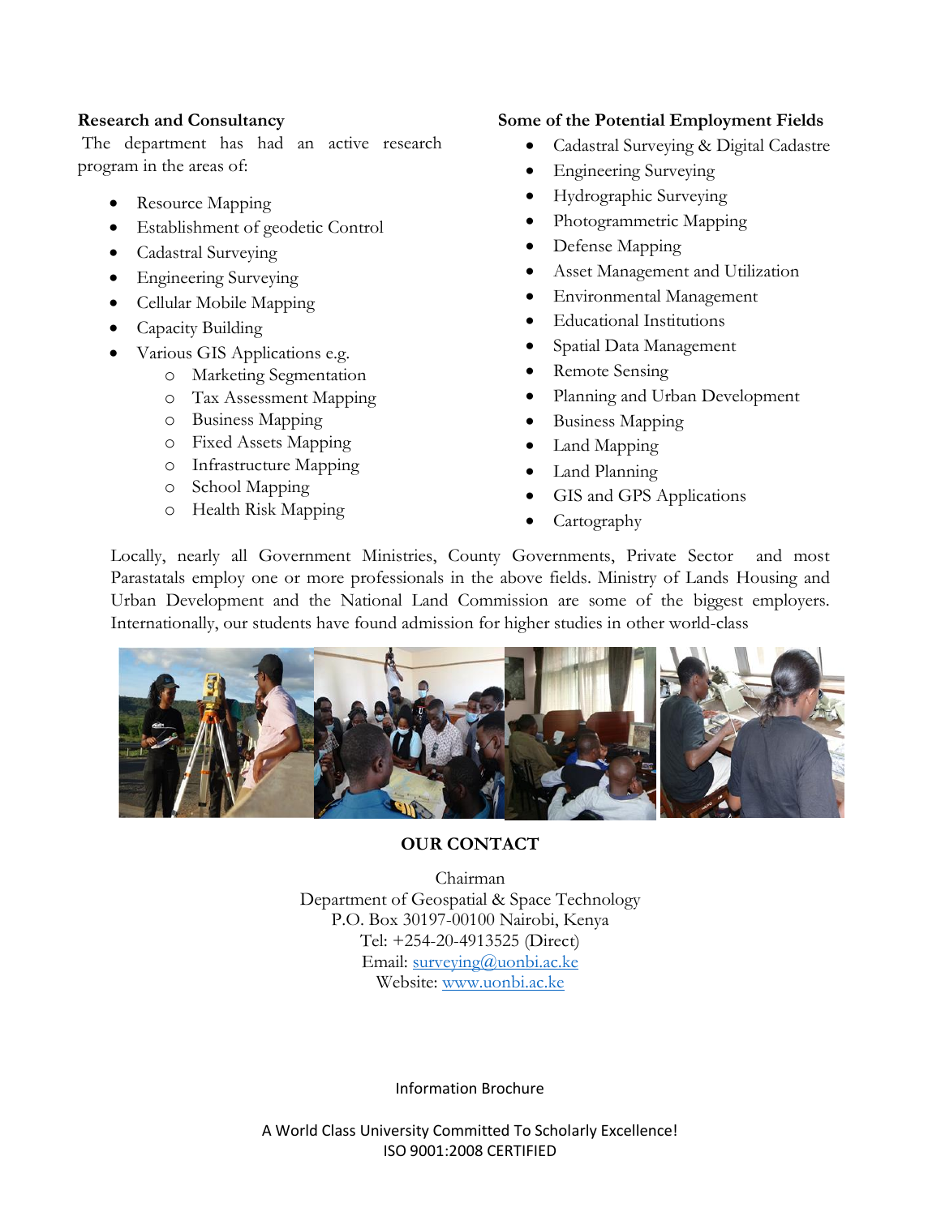**Research and Consultancy**

The department has had an active research program in the areas of:

- Resource Mapping
- Establishment of geodetic Control
- Cadastral Surveying
- Engineering Surveying
- Cellular Mobile Mapping
- Capacity Building
- Various GIS Applications e.g.
  - Marketing Segmentation
  - Tax Assessment Mapping
  - Business Mapping
  - Fixed Assets Mapping
  - Infrastructure Mapping
  - School Mapping
  - Health Risk Mapping

**Some of the Potential Employment Fields**

- Cadastral Surveying & Digital Cadastre
- Engineering Surveying
- Hydrographic Surveying
- Photogrammetric Mapping
- Defense Mapping
- Asset Management and Utilization
- Environmental Management
- Educational Institutions
- Spatial Data Management
- Remote Sensing
- Planning and Urban Development
- Business Mapping
- Land Mapping
- Land Planning
- GIS and GPS Applications
- Cartography

Locally, nearly all Government Ministries, County Governments, Private Sector and most Parastatals employ one or more professionals in the above fields. Ministry of Lands Housing and Urban Development and the National Land Commission are some of the biggest employers. Internationally, our students have found admission for higher studies in other world-class

**OUR CONTACT**

Chairman
Department of Geospatial & Space Technology
P.O. Box 30197-00100 Nairobi, Kenya
Tel: +254-20-4913525 (Direct)
Email: surveying@uonbi.ac.ke
Website: www.uonbi.ac.ke

Information Brochure

A World Class University Committed To Scholarly Excellence!
ISO 9001:2008 CERTIFIED